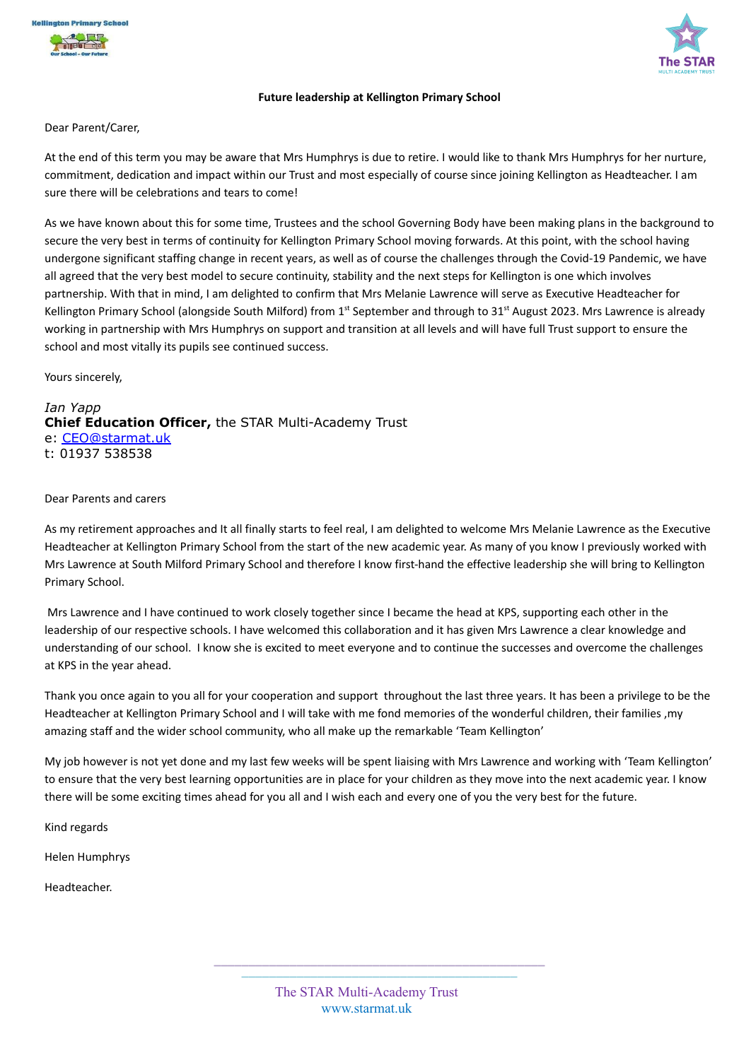Kellington Primary School

Our School – Our Future

The STAR MULTI ACADEMY TRUST

**Future leadership at Kellington Primary School**

Dear Parent/Carer,

At the end of this term you may be aware that Mrs Humphrys is due to retire. I would like to thank Mrs Humphrys for her nurture, commitment, dedication and impact within our Trust and most especially of course since joining Kellington as Headteacher. I am sure there will be celebrations and tears to come!

As we have known about this for some time, Trustees and the school Governing Body have been making plans in the background to secure the very best in terms of continuity for Kellington Primary School moving forwards. At this point, with the school having undergone significant staffing change in recent years, as well as of course the challenges through the Covid-19 Pandemic, we have all agreed that the very best model to secure continuity, stability and the next steps for Kellington is one which involves partnership. With that in mind, I am delighted to confirm that Mrs Melanie Lawrence will serve as Executive Headteacher for Kellington Primary School (alongside South Milford) from 1st September and through to 31st August 2023. Mrs Lawrence is already working in partnership with Mrs Humphrys on support and transition at all levels and will have full Trust support to ensure the school and most vitally its pupils see continued success.

Yours sincerely,

*Ian Yapp*
**Chief Education Officer,** the STAR Multi-Academy Trust
e: CEO@starmat.uk
t: 01937 538538

Dear Parents and carers

As my retirement approaches and It all finally starts to feel real, I am delighted to welcome Mrs Melanie Lawrence as the Executive Headteacher at Kellington Primary School from the start of the new academic year. As many of you know I previously worked with Mrs Lawrence at South Milford Primary School and therefore I know first-hand the effective leadership she will bring to Kellington Primary School.

Mrs Lawrence and I have continued to work closely together since I became the head at KPS, supporting each other in the leadership of our respective schools. I have welcomed this collaboration and it has given Mrs Lawrence a clear knowledge and understanding of our school. I know she is excited to meet everyone and to continue the successes and overcome the challenges at KPS in the year ahead.

Thank you once again to you all for your cooperation and support throughout the last three years. It has been a privilege to be the Headteacher at Kellington Primary School and I will take with me fond memories of the wonderful children, their families ,my amazing staff and the wider school community, who all make up the remarkable 'Team Kellington'

My job however is not yet done and my last few weeks will be spent liaising with Mrs Lawrence and working with 'Team Kellington' to ensure that the very best learning opportunities are in place for your children as they move into the next academic year. I know there will be some exciting times ahead for you all and I wish each and every one of you the very best for the future.

Kind regards

Helen Humphrys

Headteacher.

The STAR Multi-Academy Trust
www.starmat.uk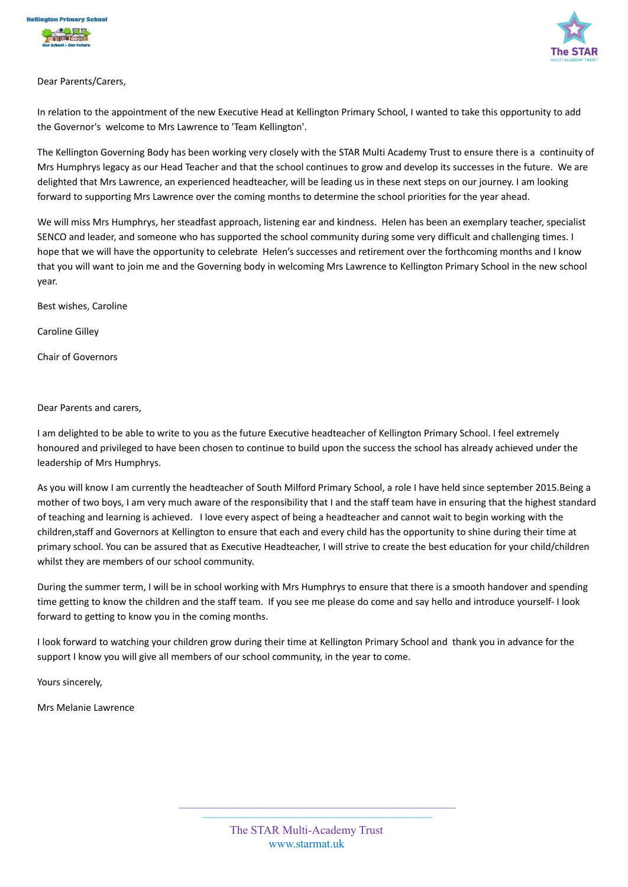Dear Parents/Carers,

In relation to the appointment of the new Executive Head at Kellington Primary School, I wanted to take this opportunity to add the Governor's welcome to Mrs Lawrence to 'Team Kellington'.

The Kellington Governing Body has been working very closely with the STAR Multi Academy Trust to ensure there is a continuity of Mrs Humphrys legacy as our Head Teacher and that the school continues to grow and develop its successes in the future. We are delighted that Mrs Lawrence, an experienced headteacher, will be leading us in these next steps on our journey. I am looking forward to supporting Mrs Lawrence over the coming months to determine the school priorities for the year ahead.

We will miss Mrs Humphrys, her steadfast approach, listening ear and kindness. Helen has been an exemplary teacher, specialist SENCO and leader, and someone who has supported the school community during some very difficult and challenging times. I hope that we will have the opportunity to celebrate Helen's successes and retirement over the forthcoming months and I know that you will want to join me and the Governing body in welcoming Mrs Lawrence to Kellington Primary School in the new school year.

Best wishes, Caroline

Caroline Gilley

Chair of Governors

Dear Parents and carers,

I am delighted to be able to write to you as the future Executive headteacher of Kellington Primary School. I feel extremely honoured and privileged to have been chosen to continue to build upon the success the school has already achieved under the leadership of Mrs Humphrys.

As you will know I am currently the headteacher of South Milford Primary School, a role I have held since september 2015.Being a mother of two boys, I am very much aware of the responsibility that I and the staff team have in ensuring that the highest standard of teaching and learning is achieved. I love every aspect of being a headteacher and cannot wait to begin working with the children,staff and Governors at Kellington to ensure that each and every child has the opportunity to shine during their time at primary school. You can be assured that as Executive Headteacher, I will strive to create the best education for your child/children whilst they are members of our school community.

During the summer term, I will be in school working with Mrs Humphrys to ensure that there is a smooth handover and spending time getting to know the children and the staff team. If you see me please do come and say hello and introduce yourself- I look forward to getting to know you in the coming months.

I look forward to watching your children grow during their time at Kellington Primary School and thank you in advance for the support I know you will give all members of our school community, in the year to come.

Yours sincerely,

Mrs Melanie Lawrence